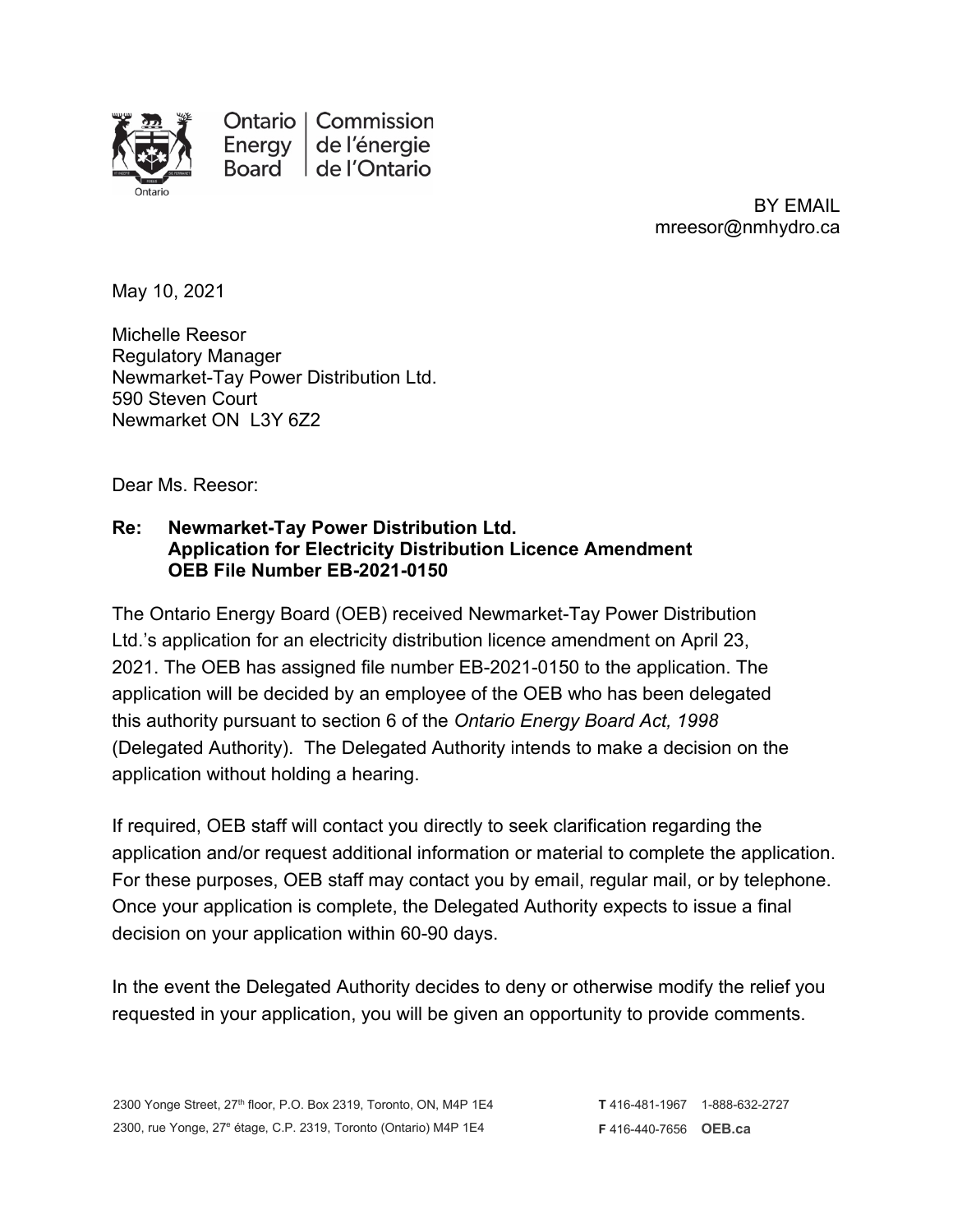Ontario Energy Board | Commission de l'énergie de l'Ontario

BY EMAIL
mreesor@nmhydro.ca

May 10, 2021

Michelle Reesor
Regulatory Manager
Newmarket-Tay Power Distribution Ltd.
590 Steven Court
Newmarket ON L3Y 6Z2

Dear Ms. Reesor:

**Re: Newmarket-Tay Power Distribution Ltd.**
**Application for Electricity Distribution Licence Amendment**
**OEB File Number EB-2021-0150**

The Ontario Energy Board (OEB) received Newmarket-Tay Power Distribution Ltd.'s application for an electricity distribution licence amendment on April 23, 2021. The OEB has assigned file number EB-2021-0150 to the application. The application will be decided by an employee of the OEB who has been delegated this authority pursuant to section 6 of the *Ontario Energy Board Act, 1998* (Delegated Authority). The Delegated Authority intends to make a decision on the application without holding a hearing.

If required, OEB staff will contact you directly to seek clarification regarding the application and/or request additional information or material to complete the application. For these purposes, OEB staff may contact you by email, regular mail, or by telephone. Once your application is complete, the Delegated Authority expects to issue a final decision on your application within 60-90 days.

In the event the Delegated Authority decides to deny or otherwise modify the relief you requested in your application, you will be given an opportunity to provide comments.

2300 Yonge Street, 27th floor, P.O. Box 2319, Toronto, ON, M4P 1E4
2300, rue Yonge, 27e étage, C.P. 2319, Toronto (Ontario) M4P 1E4

**T** 416-481-1967 1-888-632-2727
**F** 416-440-7656 **OEB.ca**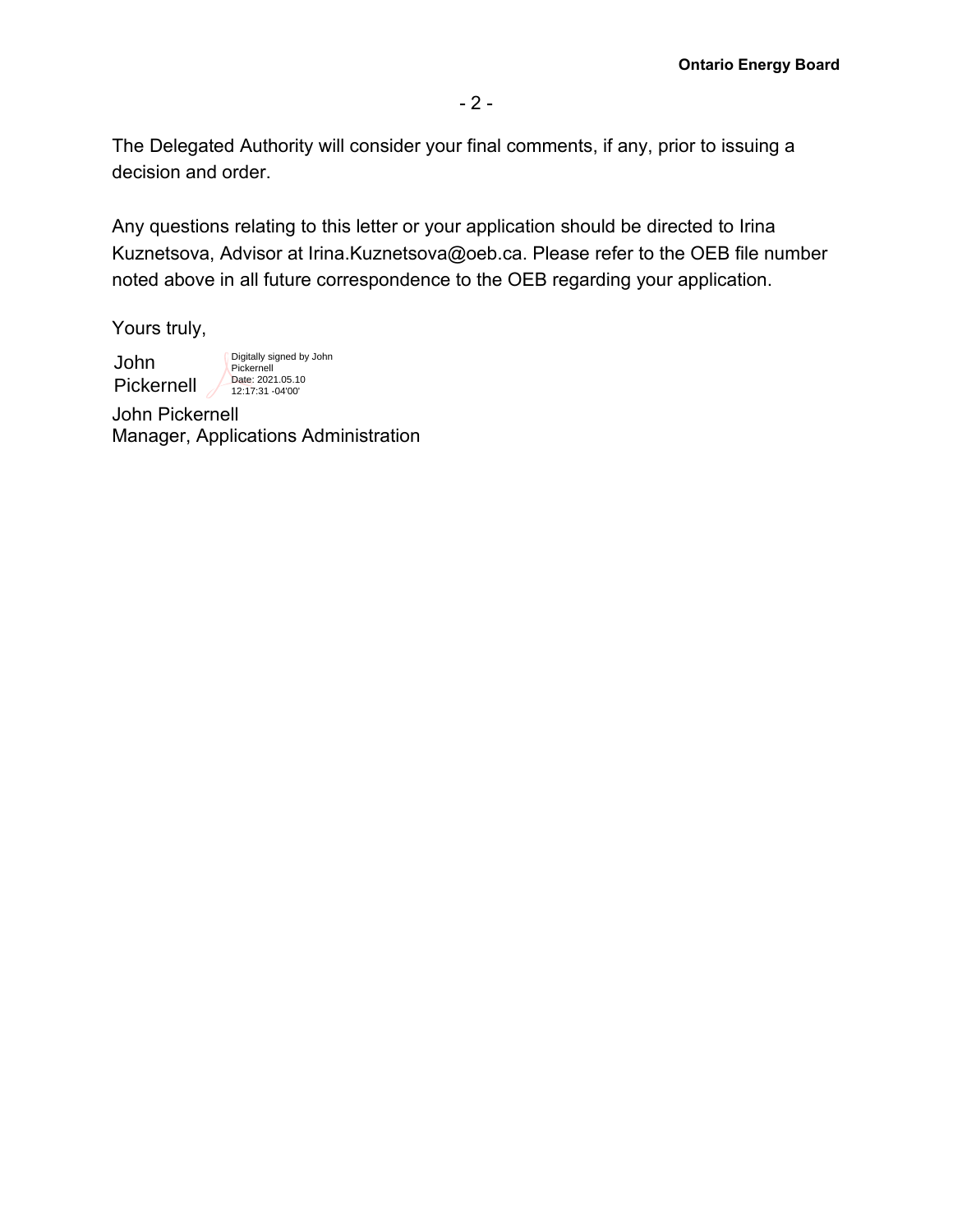The Delegated Authority will consider your final comments, if any, prior to issuing a decision and order.

Any questions relating to this letter or your application should be directed to Irina Kuznetsova, Advisor at Irina.Kuznetsova@oeb.ca. Please refer to the OEB file number noted above in all future correspondence to the OEB regarding your application.

Yours truly,

John Pickernell
Digitally signed by John Pickernell
Date: 2021.05.10 12:17:31 -04'00'

John Pickernell
Manager, Applications Administration